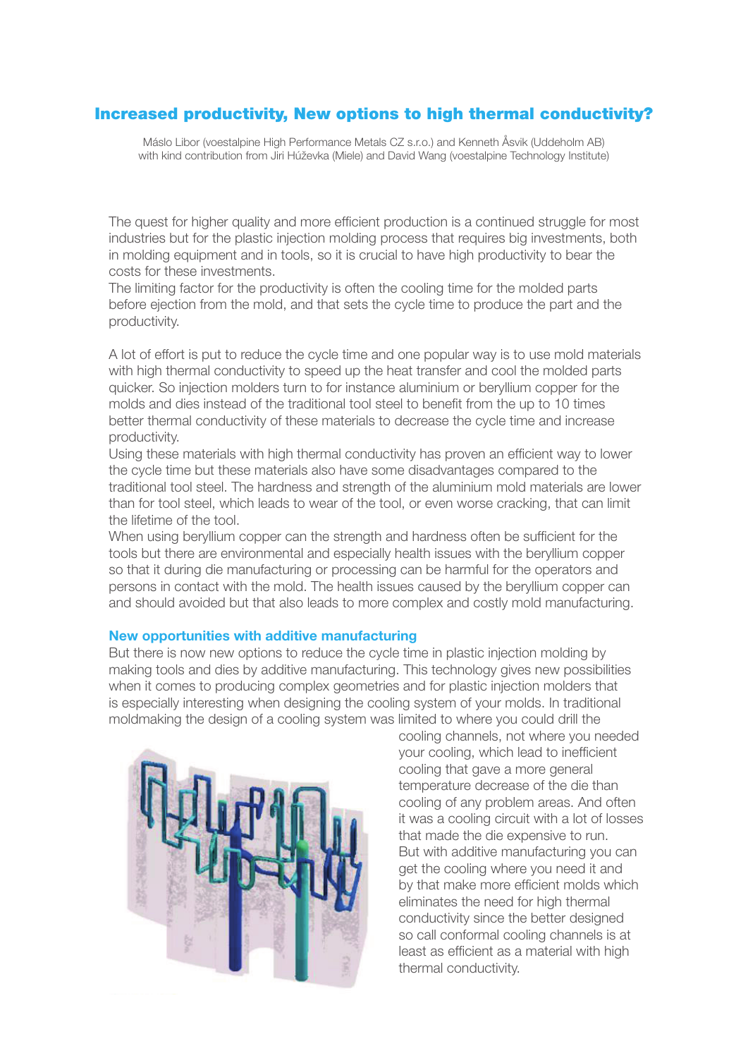# Increased productivity, New options to high thermal conductivity?

Máslo Libor (voestalpine High Performance Metals CZ s.r.o.) and Kenneth Åsvik (Uddeholm AB)
with kind contribution from Jiri Hůževka (Miele) and David Wang (voestalpine Technology Institute)

The quest for higher quality and more efficient production is a continued struggle for most industries but for the plastic injection molding process that requires big investments, both in molding equipment and in tools, so it is crucial to have high productivity to bear the costs for these investments.
The limiting factor for the productivity is often the cooling time for the molded parts before ejection from the mold, and that sets the cycle time to produce the part and the productivity.

A lot of effort is put to reduce the cycle time and one popular way is to use mold materials with high thermal conductivity to speed up the heat transfer and cool the molded parts quicker. So injection molders turn to for instance aluminium or beryllium copper for the molds and dies instead of the traditional tool steel to benefit from the up to 10 times better thermal conductivity of these materials to decrease the cycle time and increase productivity.
Using these materials with high thermal conductivity has proven an efficient way to lower the cycle time but these materials also have some disadvantages compared to the traditional tool steel. The hardness and strength of the aluminium mold materials are lower than for tool steel, which leads to wear of the tool, or even worse cracking, that can limit the lifetime of the tool.
When using beryllium copper can the strength and hardness often be sufficient for the tools but there are environmental and especially health issues with the beryllium copper so that it during die manufacturing or processing can be harmful for the operators and persons in contact with the mold. The health issues caused by the beryllium copper can and should avoided but that also leads to more complex and costly mold manufacturing.

## New opportunities with additive manufacturing

But there is now new options to reduce the cycle time in plastic injection molding by making tools and dies by additive manufacturing. This technology gives new possibilities when it comes to producing complex geometries and for plastic injection molders that is especially interesting when designing the cooling system of your molds. In traditional moldmaking the design of a cooling system was limited to where you could drill the cooling channels, not where you needed your cooling, which lead to inefficient cooling that gave a more general temperature decrease of the die than cooling of any problem areas. And often it was a cooling circuit with a lot of losses that made the die expensive to run.
But with additive manufacturing you can get the cooling where you need it and by that make more efficient molds which eliminates the need for high thermal conductivity since the better designed so call conformal cooling channels is at least as efficient as a material with high thermal conductivity.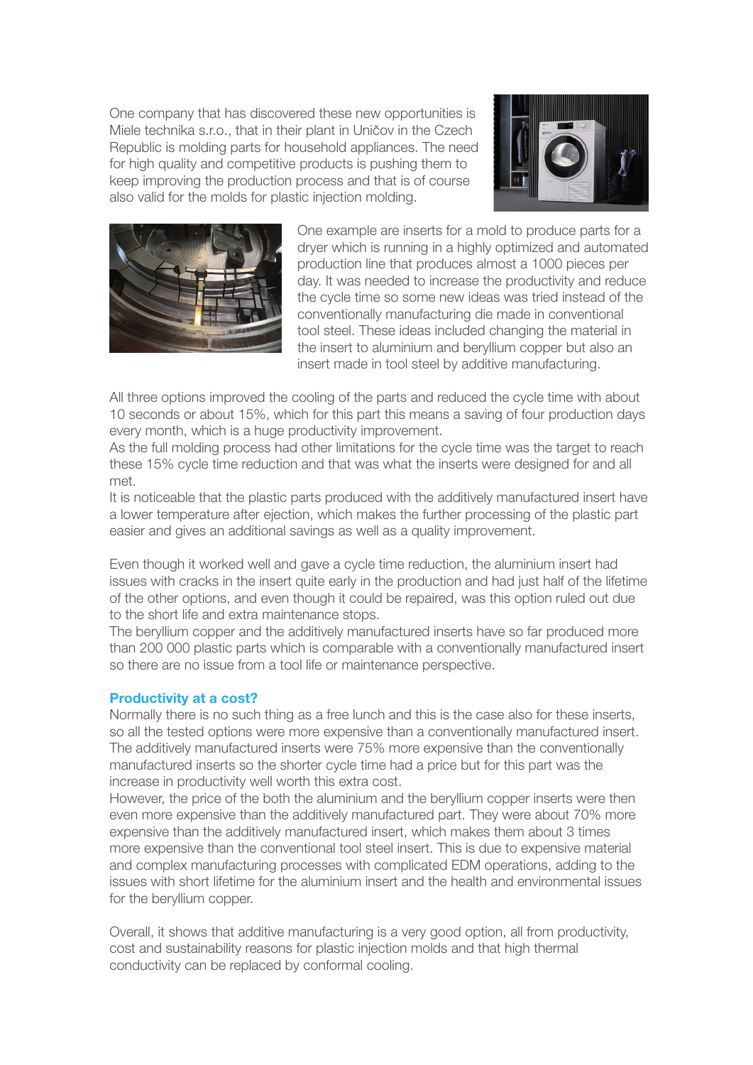One company that has discovered these new opportunities is Miele technika s.r.o., that in their plant in Uničov in the Czech Republic is molding parts for household appliances. The need for high quality and competitive products is pushing them to keep improving the production process and that is of course also valid for the molds for plastic injection molding.

One example are inserts for a mold to produce parts for a dryer which is running in a highly optimized and automated production line that produces almost a 1000 pieces per day. It was needed to increase the productivity and reduce the cycle time so some new ideas was tried instead of the conventionally manufacturing die made in conventional tool steel. These ideas included changing the material in the insert to aluminium and beryllium copper but also an insert made in tool steel by additive manufacturing.

All three options improved the cooling of the parts and reduced the cycle time with about 10 seconds or about 15%, which for this part this means a saving of four production days every month, which is a huge productivity improvement.
As the full molding process had other limitations for the cycle time was the target to reach these 15% cycle time reduction and that was what the inserts were designed for and all met.
It is noticeable that the plastic parts produced with the additively manufactured insert have a lower temperature after ejection, which makes the further processing of the plastic part easier and gives an additional savings as well as a quality improvement.

Even though it worked well and gave a cycle time reduction, the aluminium insert had issues with cracks in the insert quite early in the production and had just half of the lifetime of the other options, and even though it could be repaired, was this option ruled out due to the short life and extra maintenance stops.
The beryllium copper and the additively manufactured inserts have so far produced more than 200 000 plastic parts which is comparable with a conventionally manufactured insert so there are no issue from a tool life or maintenance perspective.

### Productivity at a cost?

Normally there is no such thing as a free lunch and this is the case also for these inserts, so all the tested options were more expensive than a conventionally manufactured insert. The additively manufactured inserts were 75% more expensive than the conventionally manufactured inserts so the shorter cycle time had a price but for this part was the increase in productivity well worth this extra cost.
However, the price of the both the aluminium and the beryllium copper inserts were then even more expensive than the additively manufactured part. They were about 70% more expensive than the additively manufactured insert, which makes them about 3 times more expensive than the conventional tool steel insert. This is due to expensive material and complex manufacturing processes with complicated EDM operations, adding to the issues with short lifetime for the aluminium insert and the health and environmental issues for the beryllium copper.

Overall, it shows that additive manufacturing is a very good option, all from productivity, cost and sustainability reasons for plastic injection molds and that high thermal conductivity can be replaced by conformal cooling.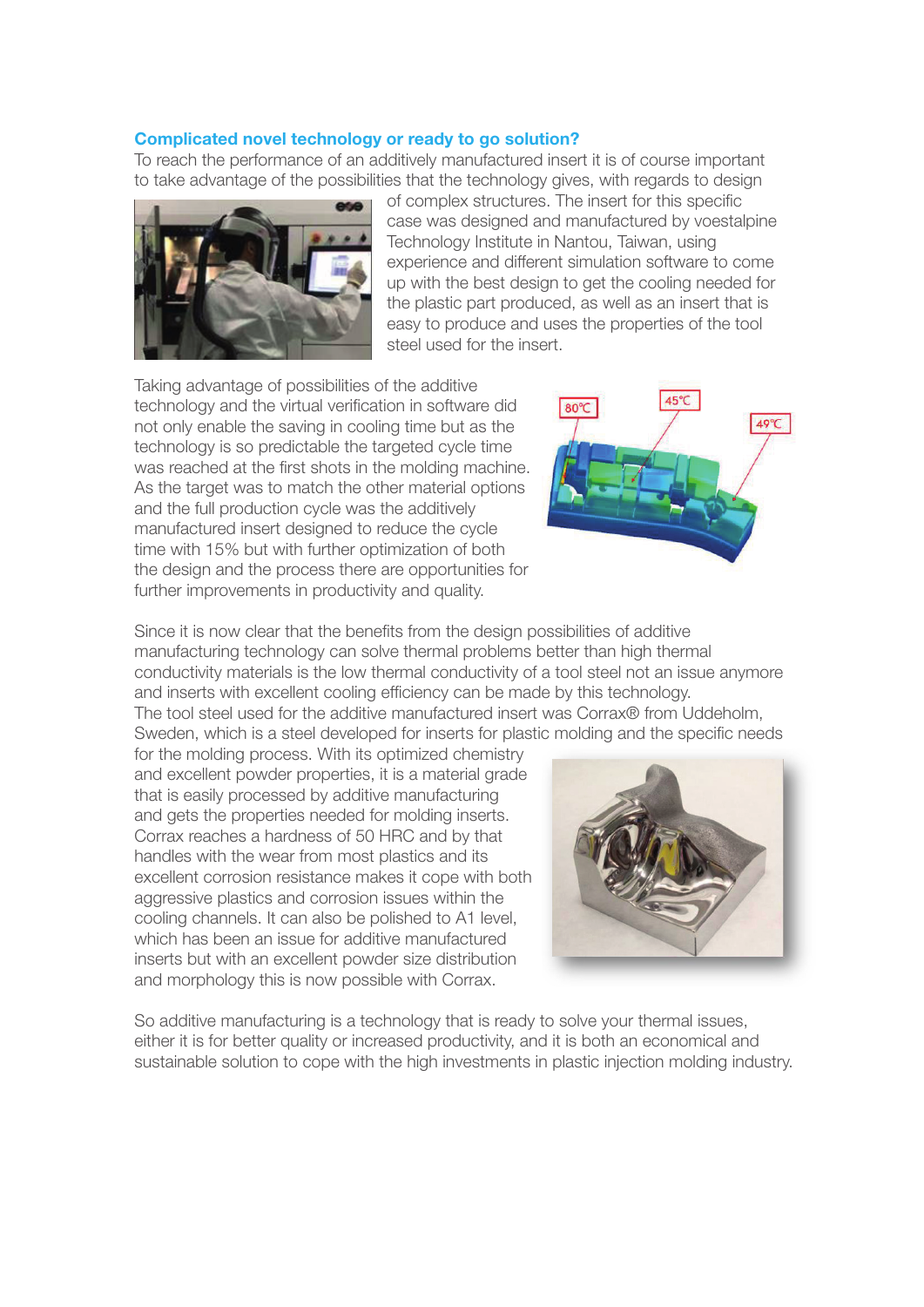### Complicated novel technology or ready to go solution?

To reach the performance of an additively manufactured insert it is of course important to take advantage of the possibilities that the technology gives, with regards to design of complex structures. The insert for this specific case was designed and manufactured by voestalpine Technology Institute in Nantou, Taiwan, using experience and different simulation software to come up with the best design to get the cooling needed for the plastic part produced, as well as an insert that is easy to produce and uses the properties of the tool steel used for the insert.

Taking advantage of possibilities of the additive technology and the virtual verification in software did not only enable the saving in cooling time but as the technology is so predictable the targeted cycle time was reached at the first shots in the molding machine. As the target was to match the other material options and the full production cycle was the additively manufactured insert designed to reduce the cycle time with 15% but with further optimization of both the design and the process there are opportunities for further improvements in productivity and quality.

Since it is now clear that the benefits from the design possibilities of additive manufacturing technology can solve thermal problems better than high thermal conductivity materials is the low thermal conductivity of a tool steel not an issue anymore and inserts with excellent cooling efficiency can be made by this technology.

The tool steel used for the additive manufactured insert was Corrax® from Uddeholm, Sweden, which is a steel developed for inserts for plastic molding and the specific needs for the molding process. With its optimized chemistry and excellent powder properties, it is a material grade that is easily processed by additive manufacturing and gets the properties needed for molding inserts. Corrax reaches a hardness of 50 HRC and by that handles with the wear from most plastics and its excellent corrosion resistance makes it cope with both aggressive plastics and corrosion issues within the cooling channels. It can also be polished to A1 level, which has been an issue for additive manufactured inserts but with an excellent powder size distribution and morphology this is now possible with Corrax.

So additive manufacturing is a technology that is ready to solve your thermal issues, either it is for better quality or increased productivity, and it is both an economical and sustainable solution to cope with the high investments in plastic injection molding industry.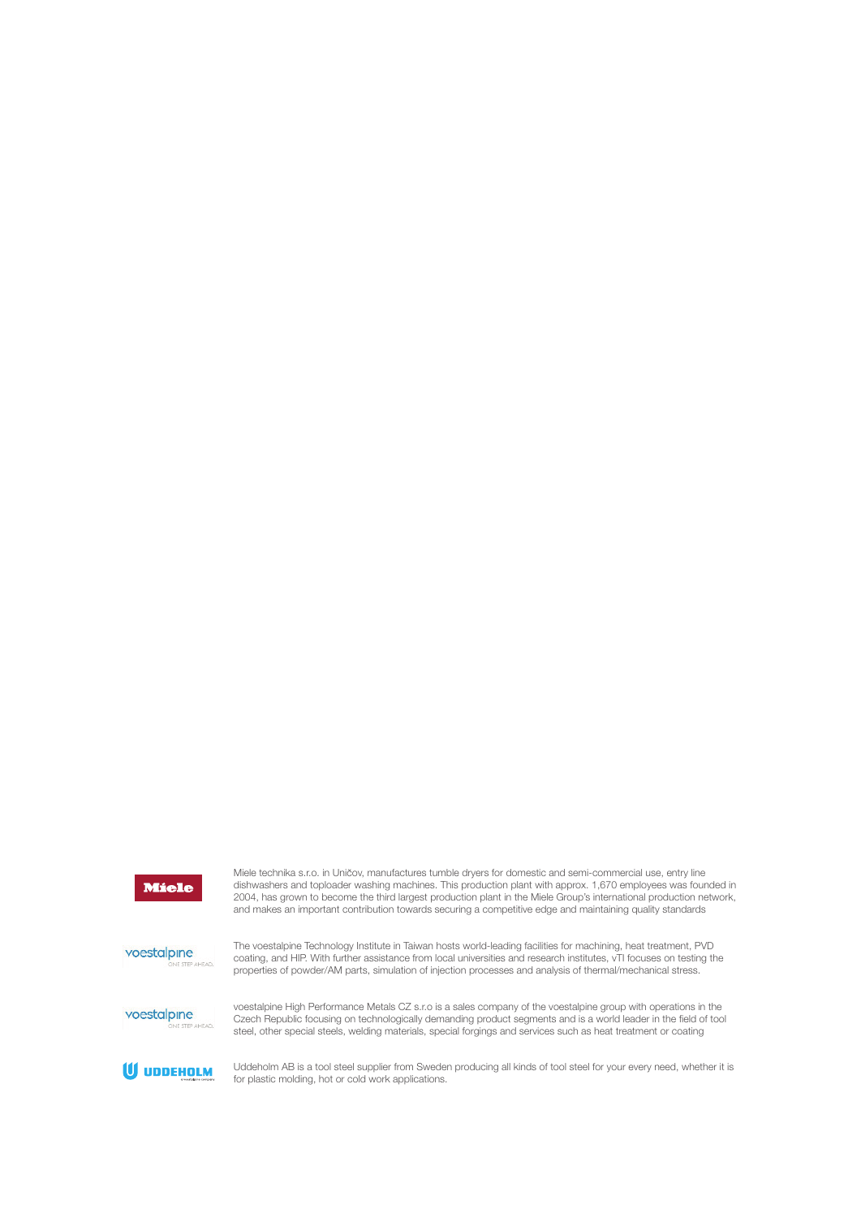Miele technika s.r.o. in Uničov, manufactures tumble dryers for domestic and semi-commercial use, entry line dishwashers and toploader washing machines. This production plant with approx. 1,670 employees was founded in 2004, has grown to become the third largest production plant in the Miele Group's international production network, and makes an important contribution towards securing a competitive edge and maintaining quality standards

The voestalpine Technology Institute in Taiwan hosts world-leading facilities for machining, heat treatment, PVD coating, and HIP. With further assistance from local universities and research institutes, vTI focuses on testing the properties of powder/AM parts, simulation of injection processes and analysis of thermal/mechanical stress.

voestalpine High Performance Metals CZ s.r.o is a sales company of the voestalpine group with operations in the Czech Republic focusing on technologically demanding product segments and is a world leader in the field of tool steel, other special steels, welding materials, special forgings and services such as heat treatment or coating

Uddeholm AB is a tool steel supplier from Sweden producing all kinds of tool steel for your every need, whether it is for plastic molding, hot or cold work applications.